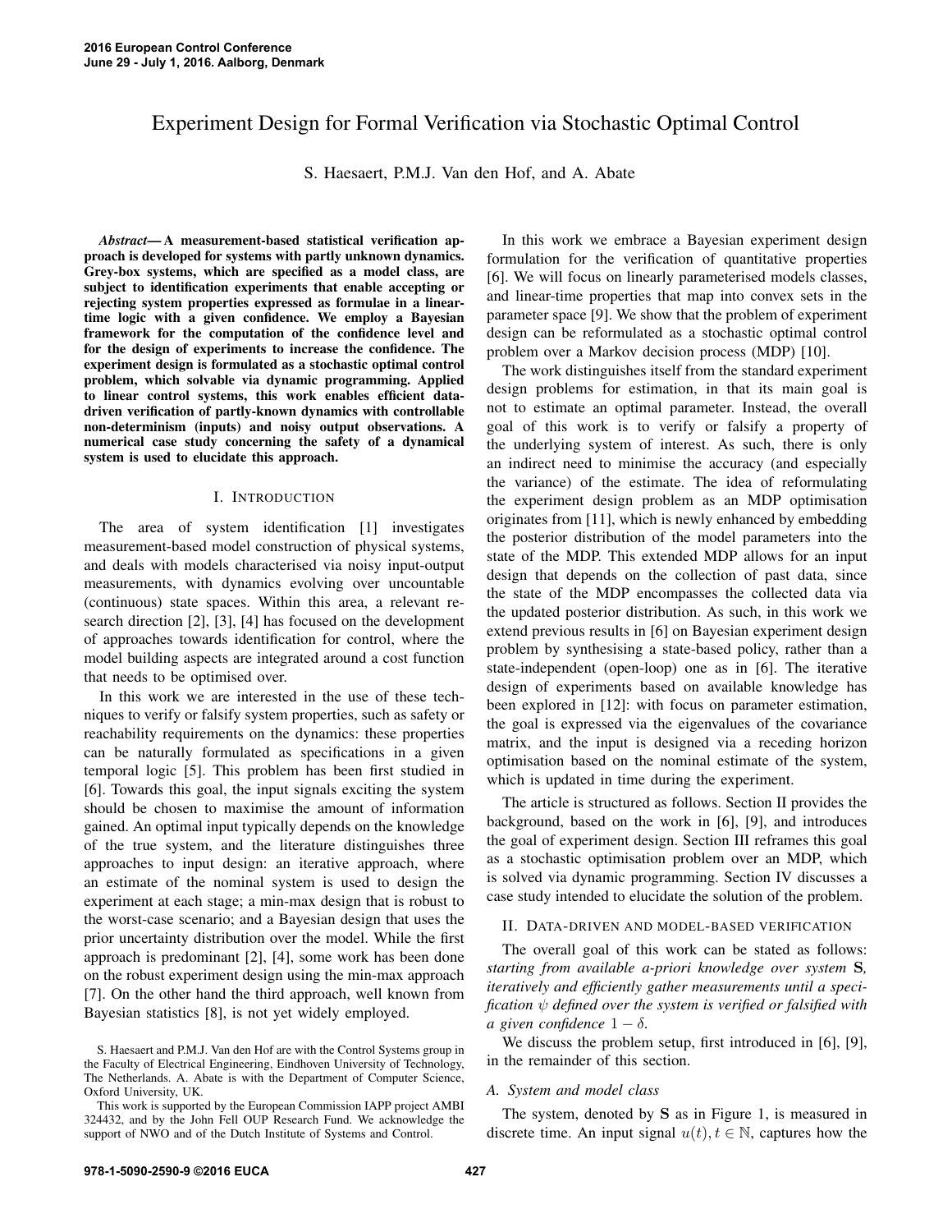# Experiment Design for Formal Verification via Stochastic Optimal Control

S. Haesaert, P.M.J. Van den Hof, and A. Abate

***Abstract*— A measurement-based statistical verification approach is developed for systems with partly unknown dynamics. Grey-box systems, which are specified as a model class, are subject to identification experiments that enable accepting or rejecting system properties expressed as formulae in a linear-time logic with a given confidence. We employ a Bayesian framework for the computation of the confidence level and for the design of experiments to increase the confidence. The experiment design is formulated as a stochastic optimal control problem, which solvable via dynamic programming. Applied to linear control systems, this work enables efficient data-driven verification of partly-known dynamics with controllable non-determinism (inputs) and noisy output observations. A numerical case study concerning the safety of a dynamical system is used to elucidate this approach.**

## I. Introduction

The area of system identification [1] investigates measurement-based model construction of physical systems, and deals with models characterised via noisy input-output measurements, with dynamics evolving over uncountable (continuous) state spaces. Within this area, a relevant research direction [2], [3], [4] has focused on the development of approaches towards identification for control, where the model building aspects are integrated around a cost function that needs to be optimised over.

In this work we are interested in the use of these techniques to verify or falsify system properties, such as safety or reachability requirements on the dynamics: these properties can be naturally formulated as specifications in a given temporal logic [5]. This problem has been first studied in [6]. Towards this goal, the input signals exciting the system should be chosen to maximise the amount of information gained. An optimal input typically depends on the knowledge of the true system, and the literature distinguishes three approaches to input design: an iterative approach, where an estimate of the nominal system is used to design the experiment at each stage; a min-max design that is robust to the worst-case scenario; and a Bayesian design that uses the prior uncertainty distribution over the model. While the first approach is predominant [2], [4], some work has been done on the robust experiment design using the min-max approach [7]. On the other hand the third approach, well known from Bayesian statistics [8], is not yet widely employed.

In this work we embrace a Bayesian experiment design formulation for the verification of quantitative properties [6]. We will focus on linearly parameterised models classes, and linear-time properties that map into convex sets in the parameter space [9]. We show that the problem of experiment design can be reformulated as a stochastic optimal control problem over a Markov decision process (MDP) [10].

The work distinguishes itself from the standard experiment design problems for estimation, in that its main goal is not to estimate an optimal parameter. Instead, the overall goal of this work is to verify or falsify a property of the underlying system of interest. As such, there is only an indirect need to minimise the accuracy (and especially the variance) of the estimate. The idea of reformulating the experiment design problem as an MDP optimisation originates from [11], which is newly enhanced by embedding the posterior distribution of the model parameters into the state of the MDP. This extended MDP allows for an input design that depends on the collection of past data, since the state of the MDP encompasses the collected data via the updated posterior distribution. As such, in this work we extend previous results in [6] on Bayesian experiment design problem by synthesising a state-based policy, rather than a state-independent (open-loop) one as in [6]. The iterative design of experiments based on available knowledge has been explored in [12]: with focus on parameter estimation, the goal is expressed via the eigenvalues of the covariance matrix, and the input is designed via a receding horizon optimisation based on the nominal estimate of the system, which is updated in time during the experiment.

The article is structured as follows. Section II provides the background, based on the work in [6], [9], and introduces the goal of experiment design. Section III reframes this goal as a stochastic optimisation problem over an MDP, which is solved via dynamic programming. Section IV discusses a case study intended to elucidate the solution of the problem.

## II. Data-driven and model-based verification

The overall goal of this work can be stated as follows: *starting from available a-priori knowledge over system* $\mathbf{S}$*, iteratively and efficiently gather measurements until a specification* $\psi$ *defined over the system is verified or falsified with a given confidence* $1-\delta$.

We discuss the problem setup, first introduced in [6], [9], in the remainder of this section.

### A. System and model class

The system, denoted by $\mathbf{S}$ as in Figure 1, is measured in discrete time. An input signal $u(t), t \in \mathbb{N}$, captures how the

S. Haesaert and P.M.J. Van den Hof are with the Control Systems group in the Faculty of Electrical Engineering, Eindhoven University of Technology, The Netherlands. A. Abate is with the Department of Computer Science, Oxford University, UK.

This work is supported by the European Commission IAPP project AMBI 324432, and by the John Fell OUP Research Fund. We acknowledge the support of NWO and of the Dutch Institute of Systems and Control.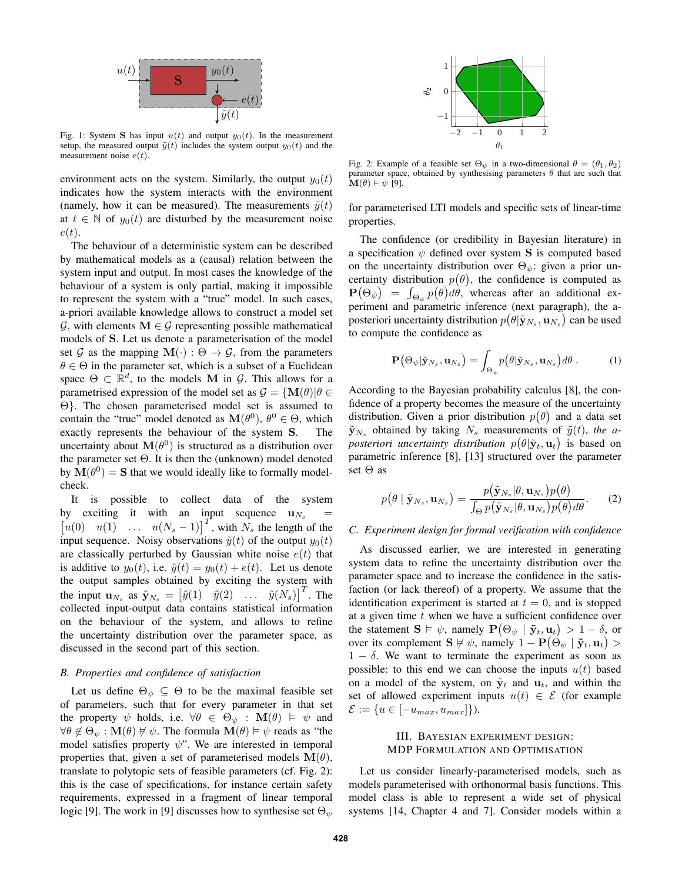Fig. 1: System $\mathbf{S}$ has input $u(t)$ and output $y_0(t)$. In the measurement setup, the measured output $\tilde{y}(t)$ includes the system output $y_0(t)$ and the measurement noise $e(t)$.

environment acts on the system. Similarly, the output $y_0(t)$ indicates how the system interacts with the environment (namely, how it can be measured). The measurements $\tilde{y}(t)$ at $t \in \mathbb{N}$ of $y_0(t)$ are disturbed by the measurement noise $e(t)$.

The behaviour of a deterministic system can be described by mathematical models as a (causal) relation between the system input and output. In most cases the knowledge of the behaviour of a system is only partial, making it impossible to represent the system with a "true" model. In such cases, a-priori available knowledge allows to construct a model set $\mathcal{G}$, with elements $\mathbf{M} \in \mathcal{G}$ representing possible mathematical models of $\mathbf{S}$. Let us denote a parameterisation of the model set $\mathcal{G}$ as the mapping $\mathbf{M}(\cdot) : \Theta \to \mathcal{G}$, from the parameters $\theta \in \Theta$ in the parameter set, which is a subset of a Euclidean space $\Theta \subset \mathbb{R}^d$, to the models $\mathbf{M}$ in $\mathcal{G}$. This allows for a parametrised expression of the model set as $\mathcal{G} = \{\mathbf{M}(\theta) | \theta \in \Theta\}$. The chosen parameterised model set is assumed to contain the "true" model denoted as $\mathbf{M}(\theta^0)$, $\theta^0 \in \Theta$, which exactly represents the behaviour of the system $\mathbf{S}$. The uncertainty about $\mathbf{M}(\theta^0)$ is structured as a distribution over the parameter set $\Theta$. It is then the (unknown) model denoted by $\mathbf{M}(\theta^0) = \mathbf{S}$ that we would ideally like to formally model-check.

It is possible to collect data of the system by exciting it with an input sequence $\mathbf{u}_{N_s} = \begin{bmatrix} u(0) & u(1) & \dots & u(N_s - 1) \end{bmatrix}^T$, with $N_s$ the length of the input sequence. Noisy observations $\tilde{y}(t)$ of the output $y_0(t)$ are classically perturbed by Gaussian white noise $e(t)$ that is additive to $y_0(t)$, i.e. $\tilde{y}(t) = y_0(t) + e(t)$. Let us denote the output samples obtained by exciting the system with the input $\mathbf{u}_{N_s}$ as $\tilde{\mathbf{y}}_{N_s} = \begin{bmatrix} \tilde{y}(1) & \tilde{y}(2) & \dots & \tilde{y}(N_s) \end{bmatrix}^T$. The collected input-output data contains statistical information on the behaviour of the system, and allows to refine the uncertainty distribution over the parameter space, as discussed in the second part of this section.

### B. Properties and confidence of satisfaction

Let us define $\Theta_\psi \subseteq \Theta$ to be the maximal feasible set of parameters, such that for every parameter in that set the property $\psi$ holds, i.e. $\forall \theta \in \Theta_\psi : \mathbf{M}(\theta) \vDash \psi$ and $\forall \theta \notin \Theta_\psi : \mathbf{M}(\theta) \nvDash \psi$. The formula $\mathbf{M}(\theta) \vDash \psi$ reads as "the model satisfies property $\psi$". We are interested in temporal properties that, given a set of parameterised models $\mathbf{M}(\theta)$, translate to polytopic sets of feasible parameters (cf. Fig. 2): this is the case of specifications, for instance certain safety requirements, expressed in a fragment of linear temporal logic [9]. The work in [9] discusses how to synthesise set $\Theta_\psi$ for parameterised LTI models and specific sets of linear-time properties.

Fig. 2: Example of a feasible set $\Theta_\psi$ in a two-dimensional $\theta = (\theta_1, \theta_2)$ parameter space, obtained by synthesising parameters $\theta$ that are such that $\mathbf{M}(\theta) \vDash \psi$ [9].

The confidence (or credibility in Bayesian literature) in a specification $\psi$ defined over system $\mathbf{S}$ is computed based on the uncertainty distribution over $\Theta_\psi$: given a prior uncertainty distribution $p(\theta)$, the confidence is computed as $\mathbf{P}(\Theta_\psi) = \int_{\Theta_\psi} p(\theta) d\theta$, whereas after an additional experiment and parametric inference (next paragraph), the a-posteriori uncertainty distribution $p(\theta | \tilde{\mathbf{y}}_{N_s}, \mathbf{u}_{N_s})$ can be used to compute the confidence as

$$\mathbf{P}(\Theta_\psi | \tilde{\mathbf{y}}_{N_s}, \mathbf{u}_{N_s}) = \int_{\Theta_\psi} p(\theta | \tilde{\mathbf{y}}_{N_s}, \mathbf{u}_{N_s}) d\theta \, . \tag{1}$$

According to the Bayesian probability calculus [8], the confidence of a property becomes the measure of the uncertainty distribution. Given a prior distribution $p(\theta)$ and a data set $\tilde{\mathbf{y}}_{N_s}$ obtained by taking $N_s$ measurements of $\tilde{y}(t)$, *the a-posteriori uncertainty distribution* $p(\theta | \tilde{\mathbf{y}}_t, \mathbf{u}_t)$ is based on parametric inference [8], [13] structured over the parameter set $\Theta$ as

$$p(\theta \mid \tilde{\mathbf{y}}_{N_s}, \mathbf{u}_{N_s}) = \frac{p(\tilde{\mathbf{y}}_{N_s} | \theta, \mathbf{u}_{N_s}) p(\theta)}{\int_\Theta p(\tilde{\mathbf{y}}_{N_s} | \theta, \mathbf{u}_{N_s}) p(\theta) d\theta}. \tag{2}$$

### C. Experiment design for formal verification with confidence

As discussed earlier, we are interested in generating system data to refine the uncertainty distribution over the parameter space and to increase the confidence in the satisfaction (or lack thereof) of a property. We assume that the identification experiment is started at $t = 0$, and is stopped at a given time $t$ when we have a sufficient confidence over the statement $\mathbf{S} \vDash \psi$, namely $\mathbf{P}(\Theta_\psi \mid \tilde{\mathbf{y}}_t, \mathbf{u}_t) > 1 - \delta$, or over its complement $\mathbf{S} \nvDash \psi$, namely $1 - \mathbf{P}(\Theta_\psi \mid \tilde{\mathbf{y}}_t, \mathbf{u}_t) > 1 - \delta$. We want to terminate the experiment as soon as possible: to this end we can choose the inputs $u(t)$ based on a model of the system, on $\tilde{\mathbf{y}}_t$ and $\mathbf{u}_t$, and within the set of allowed experiment inputs $u(t) \in \mathcal{E}$ (for example $\mathcal{E} := \{u \in [-u_{max}, u_{max}]\}$).

## III. Bayesian Experiment Design: MDP Formulation and Optimisation

Let us consider linearly-parameterised models, such as models parameterised with orthonormal basis functions. This model class is able to represent a wide set of physical systems [14, Chapter 4 and 7]. Consider models within a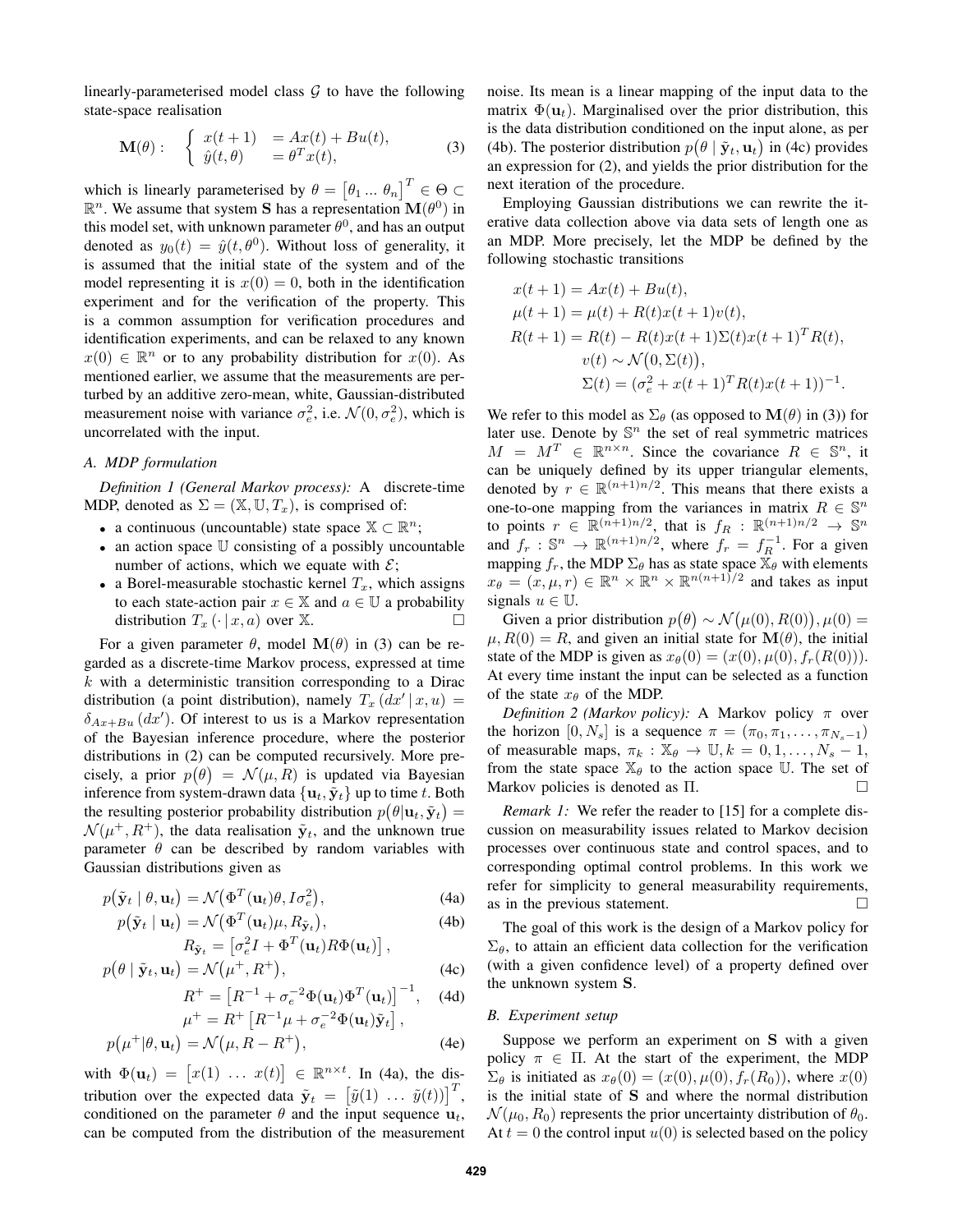linearly-parameterised model class $\mathcal{G}$ to have the following state-space realisation

$$\mathbf{M}(\theta): \quad \begin{cases} x(t+1) &= Ax(t) + Bu(t), \\ \hat{y}(t,\theta) &= \theta^T x(t), \end{cases} \tag{3}$$

which is linearly parameterised by $\theta = \begin{bmatrix}\theta_1 \ldots \theta_n\end{bmatrix}^T \in \Theta \subset \mathbb{R}^n$. We assume that system $\mathbf{S}$ has a representation $\mathbf{M}(\theta^0)$ in this model set, with unknown parameter $\theta^0$, and has an output denoted as $y_0(t) = \hat{y}(t, \theta^0)$. Without loss of generality, it is assumed that the initial state of the system and of the model representing it is $x(0) = 0$, both in the identification experiment and for the verification of the property. This is a common assumption for verification procedures and identification experiments, and can be relaxed to any known $x(0) \in \mathbb{R}^n$ or to any probability distribution for $x(0)$. As mentioned earlier, we assume that the measurements are perturbed by an additive zero-mean, white, Gaussian-distributed measurement noise with variance $\sigma_e^2$, i.e. $\mathcal{N}(0, \sigma_e^2)$, which is uncorrelated with the input.

### A. MDP formulation

*Definition 1 (General Markov process):* A discrete-time MDP, denoted as $\Sigma = (\mathbb{X}, \mathbb{U}, T_x)$, is comprised of:

- a continuous (uncountable) state space $\mathbb{X} \subset \mathbb{R}^n$;
- an action space $\mathbb{U}$ consisting of a possibly uncountable number of actions, which we equate with $\mathcal{E}$;
- a Borel-measurable stochastic kernel $T_x$, which assigns to each state-action pair $x \in \mathbb{X}$ and $a \in \mathbb{U}$ a probability distribution $T_x(\cdot \,|\, x, a)$ over $\mathbb{X}$. □

For a given parameter $\theta$, model $\mathbf{M}(\theta)$ in (3) can be regarded as a discrete-time Markov process, expressed at time $k$ with a deterministic transition corresponding to a Dirac distribution (a point distribution), namely $T_x(dx' \,|\, x, u) = \delta_{Ax+Bu}(dx')$. Of interest to us is a Markov representation of the Bayesian inference procedure, where the posterior distributions in (2) can be computed recursively. More precisely, a prior $p(\theta) = \mathcal{N}(\mu, R)$ is updated via Bayesian inference from system-drawn data $\{\mathbf{u}_t, \tilde{\mathbf{y}}_t\}$ up to time $t$. Both the resulting posterior probability distribution $p(\theta|\mathbf{u}_t, \tilde{\mathbf{y}}_t) = \mathcal{N}(\mu^+, R^+)$, the data realisation $\tilde{\mathbf{y}}_t$, and the unknown true parameter $\theta$ can be described by random variables with Gaussian distributions given as

$$p(\tilde{\mathbf{y}}_t \mid \theta, \mathbf{u}_t) = \mathcal{N}\big(\Phi^T(\mathbf{u}_t)\theta, I\sigma_e^2\big), \tag{4a}$$

$$p(\tilde{\mathbf{y}}_t \mid \mathbf{u}_t) = \mathcal{N}\big(\Phi^T(\mathbf{u}_t)\mu, R_{\tilde{\mathbf{y}}_t}\big), \tag{4b}$$

$$R_{\tilde{\mathbf{y}}_t} = \left[\sigma_e^2 I + \Phi^T(\mathbf{u}_t)R\Phi(\mathbf{u}_t)\right],$$

$$p(\theta \mid \tilde{\mathbf{y}}_t, \mathbf{u}_t) = \mathcal{N}\big(\mu^+, R^+\big), \tag{4c}$$

$$R^+ = \left[R^{-1} + \sigma_e^{-2}\Phi(\mathbf{u}_t)\Phi^T(\mathbf{u}_t)\right]^{-1}, \tag{4d}$$

$$\mu^+ = R^+\left[R^{-1}\mu + \sigma_e^{-2}\Phi(\mathbf{u}_t)\tilde{\mathbf{y}}_t\right],$$

$$p(\mu^+ | \theta, \mathbf{u}_t) = \mathcal{N}\big(\mu, R - R^+\big), \tag{4e}$$

with $\Phi(\mathbf{u}_t) = \begin{bmatrix}x(1) & \ldots & x(t)\end{bmatrix} \in \mathbb{R}^{n \times t}$. In (4a), the distribution over the expected data $\tilde{\mathbf{y}}_t = \begin{bmatrix}\tilde{y}(1) & \ldots & \tilde{y}(t)\end{bmatrix}^T$, conditioned on the parameter $\theta$ and the input sequence $\mathbf{u}_t$, can be computed from the distribution of the measurement noise. Its mean is a linear mapping of the input data to the matrix $\Phi(\mathbf{u}_t)$. Marginalised over the prior distribution, this is the data distribution conditioned on the input alone, as per (4b). The posterior distribution $p(\theta \mid \tilde{\mathbf{y}}_t, \mathbf{u}_t)$ in (4c) provides an expression for (2), and yields the prior distribution for the next iteration of the procedure.

Employing Gaussian distributions we can rewrite the iterative data collection above via data sets of length one as an MDP. More precisely, let the MDP be defined by the following stochastic transitions

$$\begin{aligned}
x(t+1) &= Ax(t) + Bu(t), \\
\mu(t+1) &= \mu(t) + R(t)x(t+1)v(t), \\
R(t+1) &= R(t) - R(t)x(t+1)\Sigma(t)x(t+1)^T R(t), \\
&\quad v(t) \sim \mathcal{N}\big(0, \Sigma(t)\big), \\
&\quad \Sigma(t) = (\sigma_e^2 + x(t+1)^T R(t) x(t+1))^{-1}.
\end{aligned}$$

We refer to this model as $\Sigma_\theta$ (as opposed to $\mathbf{M}(\theta)$ in (3)) for later use. Denote by $\mathbb{S}^n$ the set of real symmetric matrices $M = M^T \in \mathbb{R}^{n \times n}$. Since the covariance $R \in \mathbb{S}^n$, it can be uniquely defined by its upper triangular elements, denoted by $r \in \mathbb{R}^{(n+1)n/2}$. This means that there exists a one-to-one mapping from the variances in matrix $R \in \mathbb{S}^n$ to points $r \in \mathbb{R}^{(n+1)n/2}$, that is $f_R : \mathbb{R}^{(n+1)n/2} \to \mathbb{S}^n$ and $f_r : \mathbb{S}^n \to \mathbb{R}^{(n+1)n/2}$, where $f_r = f_R^{-1}$. For a given mapping $f_r$, the MDP $\Sigma_\theta$ has as state space $\mathbb{X}_\theta$ with elements $x_\theta = (x, \mu, r) \in \mathbb{R}^n \times \mathbb{R}^n \times \mathbb{R}^{n(n+1)/2}$ and takes as input signals $u \in \mathbb{U}$.

Given a prior distribution $p(\theta) \sim \mathcal{N}\big(\mu(0), R(0)\big), \mu(0) = \mu, R(0) = R$, and given an initial state for $\mathbf{M}(\theta)$, the initial state of the MDP is given as $x_\theta(0) = (x(0), \mu(0), f_r(R(0)))$. At every time instant the input can be selected as a function of the state $x_\theta$ of the MDP.

*Definition 2 (Markov policy):* A Markov policy $\pi$ over the horizon $[0, N_s]$ is a sequence $\pi = (\pi_0, \pi_1, \ldots, \pi_{N_s-1})$ of measurable maps, $\pi_k : \mathbb{X}_\theta \to \mathbb{U}, k = 0, 1, \ldots, N_s - 1$, from the state space $\mathbb{X}_\theta$ to the action space $\mathbb{U}$. The set of Markov policies is denoted as $\Pi$. □

*Remark 1:* We refer the reader to [15] for a complete discussion on measurability issues related to Markov decision processes over continuous state and control spaces, and to corresponding optimal control problems. In this work we refer for simplicity to general measurability requirements, as in the previous statement. □

The goal of this work is the design of a Markov policy for $\Sigma_\theta$, to attain an efficient data collection for the verification (with a given confidence level) of a property defined over the unknown system $\mathbf{S}$.

### B. Experiment setup

Suppose we perform an experiment on $\mathbf{S}$ with a given policy $\pi \in \Pi$. At the start of the experiment, the MDP $\Sigma_\theta$ is initiated as $x_\theta(0) = (x(0), \mu(0), f_r(R_0))$, where $x(0)$ is the initial state of $\mathbf{S}$ and where the normal distribution $\mathcal{N}(\mu_0, R_0)$ represents the prior uncertainty distribution of $\theta_0$. At $t = 0$ the control input $u(0)$ is selected based on the policy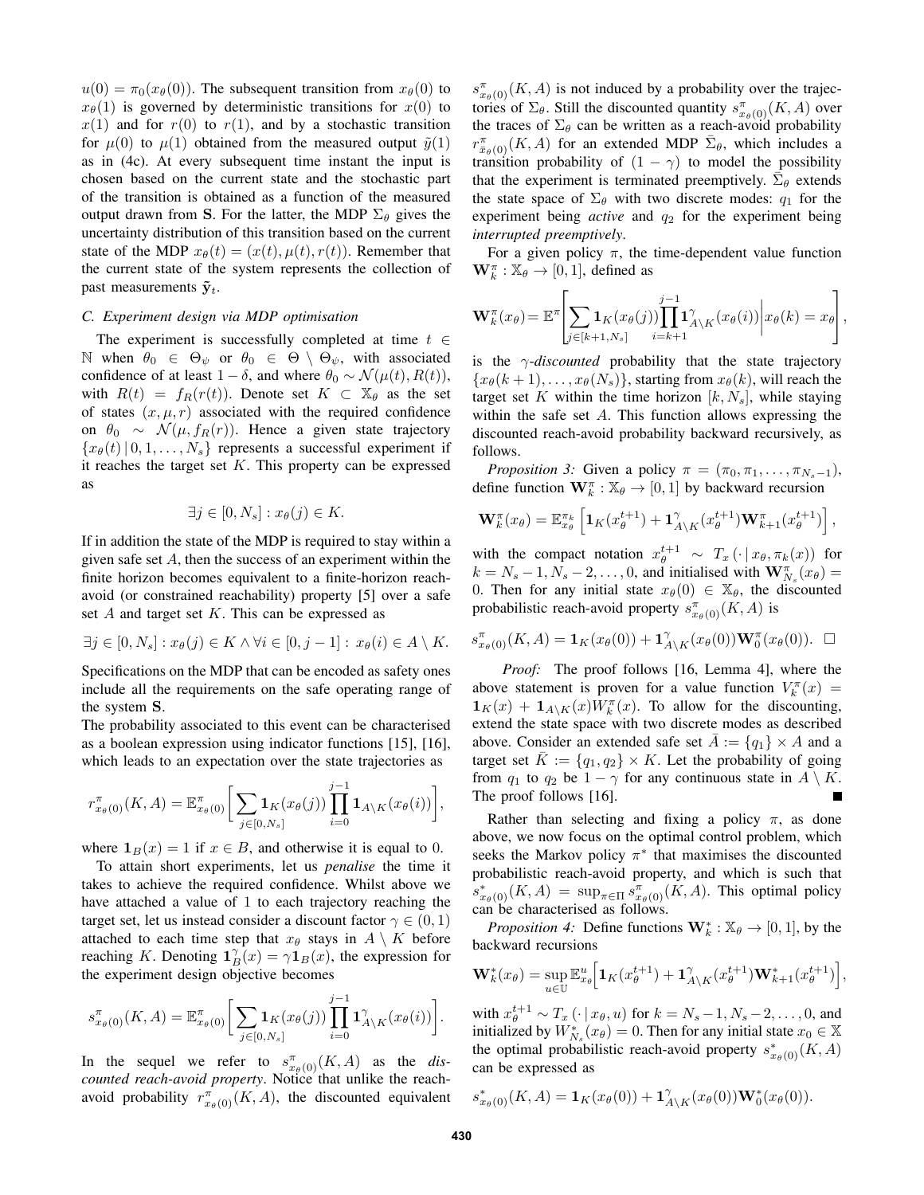$u(0) = \pi_0(x_\theta(0))$. The subsequent transition from $x_\theta(0)$ to $x_\theta(1)$ is governed by deterministic transitions for $x(0)$ to $x(1)$ and for $r(0)$ to $r(1)$, and by a stochastic transition for $\mu(0)$ to $\mu(1)$ obtained from the measured output $\tilde{y}(1)$ as in (4c). At every subsequent time instant the input is chosen based on the current state and the stochastic part of the transition is obtained as a function of the measured output drawn from $\mathbf{S}$. For the latter, the MDP $\Sigma_\theta$ gives the uncertainty distribution of this transition based on the current state of the MDP $x_\theta(t) = (x(t), \mu(t), r(t))$. Remember that the current state of the system represents the collection of past measurements $\tilde{\mathbf{y}}_t$.

### C. Experiment design via MDP optimisation

The experiment is successfully completed at time $t \in \mathbb{N}$ when $\theta_0 \in \Theta_\psi$ or $\theta_0 \in \Theta \setminus \Theta_\psi$, with associated confidence of at least $1-\delta$, and where $\theta_0 \sim \mathcal{N}(\mu(t), R(t))$, with $R(t) = f_R(r(t))$. Denote set $K \subset \mathbb{X}_\theta$ as the set of states $(x, \mu, r)$ associated with the required confidence on $\theta_0 \sim \mathcal{N}(\mu, f_R(r))$. Hence a given state trajectory $\{x_\theta(t) \,|\, 0, 1, \ldots, N_s\}$ represents a successful experiment if it reaches the target set $K$. This property can be expressed as

$$\exists j \in [0, N_s] : x_\theta(j) \in K.$$

If in addition the state of the MDP is required to stay within a given safe set $A$, then the success of an experiment within the finite horizon becomes equivalent to a finite-horizon reach-avoid (or constrained reachability) property [5] over a safe set $A$ and target set $K$. This can be expressed as

$$\exists j \in [0, N_s] : x_\theta(j) \in K \wedge \forall i \in [0, j-1] : \, x_\theta(i) \in A \setminus K.$$

Specifications on the MDP that can be encoded as safety ones include all the requirements on the safe operating range of the system $\mathbf{S}$.

The probability associated to this event can be characterised as a boolean expression using indicator functions [15], [16], which leads to an expectation over the state trajectories as

$$r^\pi_{x_\theta(0)}(K, A) = \mathbb{E}^\pi_{x_\theta(0)}\Bigg[\sum_{j \in [0, N_s]} \mathbf{1}_K(x_\theta(j)) \prod_{i=0}^{j-1} \mathbf{1}_{A\setminus K}(x_\theta(i))\Bigg],$$

where $\mathbf{1}_B(x) = 1$ if $x \in B$, and otherwise it is equal to 0.

To attain short experiments, let us *penalise* the time it takes to achieve the required confidence. Whilst above we have attached a value of 1 to each trajectory reaching the target set, let us instead consider a discount factor $\gamma \in (0, 1)$ attached to each time step that $x_\theta$ stays in $A \setminus K$ before reaching $K$. Denoting $\mathbf{1}^\gamma_B(x) = \gamma \mathbf{1}_B(x)$, the expression for the experiment design objective becomes

$$s^\pi_{x_\theta(0)}(K, A) = \mathbb{E}^\pi_{x_\theta(0)}\Bigg[\sum_{j \in [0, N_s]} \mathbf{1}_K(x_\theta(j)) \prod_{i=0}^{j-1} \mathbf{1}^\gamma_{A\setminus K}(x_\theta(i))\Bigg].$$

In the sequel we refer to $s^\pi_{x_\theta(0)}(K, A)$ as the *discounted reach-avoid property*. Notice that unlike the reach-avoid probability $r^\pi_{x_\theta(0)}(K, A)$, the discounted equivalent $s^\pi_{x_\theta(0)}(K, A)$ is not induced by a probability over the trajectories of $\Sigma_\theta$. Still the discounted quantity $s^\pi_{x_\theta(0)}(K, A)$ over the traces of $\Sigma_\theta$ can be written as a reach-avoid probability $r^\pi_{\bar{x}_\theta(0)}(K, A)$ for an extended MDP $\bar{\Sigma}_\theta$, which includes a transition probability of $(1-\gamma)$ to model the possibility that the experiment is terminated preemptively. $\bar{\Sigma}_\theta$ extends the state space of $\Sigma_\theta$ with two discrete modes: $q_1$ for the experiment being *active* and $q_2$ for the experiment being *interrupted preemptively*.

For a given policy $\pi$, the time-dependent value function $\mathbf{W}^\pi_k : \mathbb{X}_\theta \to [0, 1]$, defined as

$$\mathbf{W}^\pi_k(x_\theta) = \mathbb{E}^\pi\Bigg[\sum_{j \in [k+1, N_s]} \mathbf{1}_K(x_\theta(j)) \prod_{i=k+1}^{j-1} \mathbf{1}^\gamma_{A\setminus K}(x_\theta(i)) \Bigg| x_\theta(k) = x_\theta\Bigg],$$

is the *$\gamma$-discounted* probability that the state trajectory $\{x_\theta(k+1), \ldots, x_\theta(N_s)\}$, starting from $x_\theta(k)$, will reach the target set $K$ within the time horizon $[k, N_s]$, while staying within the safe set $A$. This function allows expressing the discounted reach-avoid probability backward recursively, as follows.

*Proposition 3:* Given a policy $\pi = (\pi_0, \pi_1, \ldots, \pi_{N_s-1})$, define function $\mathbf{W}^\pi_k : \mathbb{X}_\theta \to [0, 1]$ by backward recursion

$$\mathbf{W}^\pi_k(x_\theta) = \mathbb{E}^{\pi_k}_{x_\theta}\left[\mathbf{1}_K(x^{t+1}_\theta) + \mathbf{1}^\gamma_{A\setminus K}(x^{t+1}_\theta)\mathbf{W}^\pi_{k+1}(x^{t+1}_\theta)\right],$$

with the compact notation $x^{t+1}_\theta \sim T_x(\cdot \,|\, x_\theta, \pi_k(x))$ for $k = N_s - 1, N_s - 2, \ldots, 0$, and initialised with $\mathbf{W}^\pi_{N_s}(x_\theta) = 0$. Then for any initial state $x_\theta(0) \in \mathbb{X}_\theta$, the discounted probabilistic reach-avoid property $s^\pi_{x_\theta(0)}(K, A)$ is

$$s^\pi_{x_\theta(0)}(K, A) = \mathbf{1}_K(x_\theta(0)) + \mathbf{1}^\gamma_{A\setminus K}(x_\theta(0))\mathbf{W}^\pi_0(x_\theta(0)). \quad \square$$

*Proof:* The proof follows [16, Lemma 4], where the above statement is proven for a value function $V^\pi_k(x) = \mathbf{1}_K(x) + \mathbf{1}_{A\setminus K}(x)W^\pi_k(x)$. To allow for the discounting, extend the state space with two discrete modes as described above. Consider an extended safe set $\bar{A} := \{q_1\} \times A$ and a target set $\bar{K} := \{q_1, q_2\} \times K$. Let the probability of going from $q_1$ to $q_2$ be $1-\gamma$ for any continuous state in $A \setminus K$. The proof follows [16]. ■

Rather than selecting and fixing a policy $\pi$, as done above, we now focus on the optimal control problem, which seeks the Markov policy $\pi^*$ that maximises the discounted probabilistic reach-avoid property, and which is such that $s^*_{x_\theta(0)}(K, A) = \sup_{\pi \in \Pi} s^\pi_{x_\theta(0)}(K, A)$. This optimal policy can be characterised as follows.

*Proposition 4:* Define functions $\mathbf{W}^*_k : \mathbb{X}_\theta \to [0, 1]$, by the backward recursions

$$\mathbf{W}^*_k(x_\theta) = \sup_{u \in \mathbb{U}} \mathbb{E}^u_{x_\theta}\Big[\mathbf{1}_K(x^{t+1}_\theta) + \mathbf{1}^\gamma_{A\setminus K}(x^{t+1}_\theta)\mathbf{W}^*_{k+1}(x^{t+1}_\theta)\Big],$$

with $x^{t+1}_\theta \sim T_x(\cdot \,|\, x_\theta, u)$ for $k = N_s - 1, N_s - 2, \ldots, 0$, and initialized by $W^*_{N_s}(x_\theta) = 0$. Then for any initial state $x_0 \in \mathbb{X}$ the optimal probabilistic reach-avoid property $s^*_{x_\theta(0)}(K, A)$ can be expressed as

$$s^*_{x_\theta(0)}(K, A) = \mathbf{1}_K(x_\theta(0)) + \mathbf{1}^\gamma_{A\setminus K}(x_\theta(0))\mathbf{W}^*_0(x_\theta(0)).$$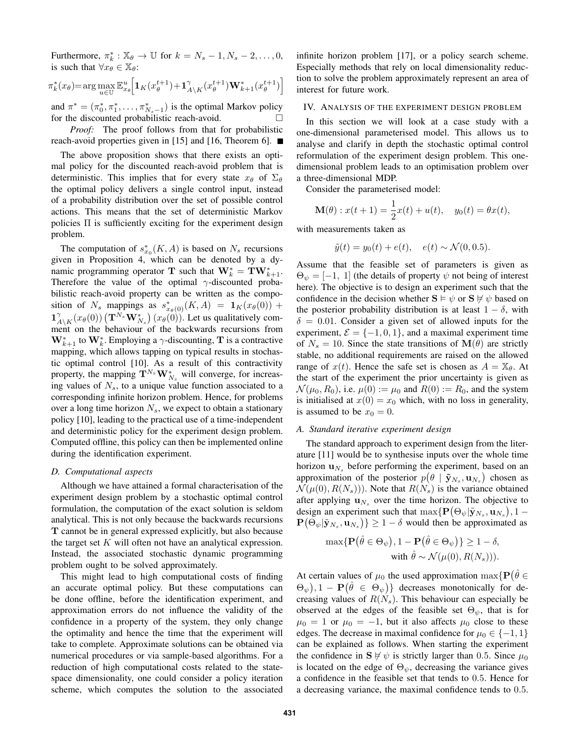Furthermore, $\pi_k^* : \mathbb{X}_\theta \to \mathbb{U}$ for $k = N_s-1, N_s-2, \ldots, 0$, is such that $\forall x_\theta \in \mathbb{X}_\theta$:

$$\pi_k^*(x_\theta) = \arg\max_{u \in \mathbb{U}} \mathbb{E}_{x_\theta}^u \Big[ \mathbf{1}_K(x_\theta^{t+1}) + \mathbf{1}_{A\setminus K}^\gamma(x_\theta^{t+1}) \mathbf{W}_{k+1}^*(x_\theta^{t+1}) \Big]$$

and $\pi^* = (\pi_0^*, \pi_1^*, \ldots, \pi_{N_s-1}^*)$ is the optimal Markov policy for the discounted probabilistic reach-avoid. □

*Proof:* The proof follows from that for probabilistic reach-avoid properties given in [15] and [16, Theorem 6]. ■

The above proposition shows that there exists an optimal policy for the discounted reach-avoid problem that is deterministic. This implies that for every state $x_\theta$ of $\Sigma_\theta$ the optimal policy delivers a single control input, instead of a probability distribution over the set of possible control actions. This means that the set of deterministic Markov policies $\Pi$ is sufficiently exciting for the experiment design problem.

The computation of $s_{x_0}^*(K, A)$ is based on $N_s$ recursions given in Proposition 4, which can be denoted by a dynamic programming operator $\mathbf{T}$ such that $\mathbf{W}_k^* = \mathbf{T}\mathbf{W}_{k+1}^*$. Therefore the value of the optimal $\gamma$-discounted probabilistic reach-avoid property can be written as the composition of $N_s$ mappings as $s_{x_{\theta(0)}}^*(K, A) = \mathbf{1}_K(x_\theta(0)) + \mathbf{1}_{A\setminus K}^\gamma(x_\theta(0)) \left(\mathbf{T}^{N_s}\mathbf{W}_{N_s}^*\right)(x_\theta(0))$. Let us qualitatively comment on the behaviour of the backwards recursions from $\mathbf{W}_{k+1}^*$ to $\mathbf{W}_k^*$. Employing a $\gamma$-discounting, $\mathbf{T}$ is a contractive mapping, which allows tapping on typical results in stochastic optimal control [10]. As a result of this contractivity property, the mapping $\mathbf{T}^{N_s}\mathbf{W}_{N_s}^*$ will converge, for increasing values of $N_s$, to a unique value function associated to a corresponding infinite horizon problem. Hence, for problems over a long time horizon $N_s$, we expect to obtain a stationary policy [10], leading to the practical use of a time-independent and deterministic policy for the experiment design problem. Computed offline, this policy can then be implemented online during the identification experiment.

### D. Computational aspects

Although we have attained a formal characterisation of the experiment design problem by a stochastic optimal control formulation, the computation of the exact solution is seldom analytical. This is not only because the backwards recursions $\mathbf{T}$ cannot be in general expressed explicitly, but also because the target set $K$ will often not have an analytical expression. Instead, the associated stochastic dynamic programming problem ought to be solved approximately.

This might lead to high computational costs of finding an accurate optimal policy. But these computations can be done offline, before the identification experiment, and approximation errors do not influence the validity of the confidence in a property of the system, they only change the optimality and hence the time that the experiment will take to complete. Approximate solutions can be obtained via numerical procedures or via sample-based algorithms. For a reduction of high computational costs related to the state-space dimensionality, one could consider a policy iteration scheme, which computes the solution to the associated infinite horizon problem [17], or a policy search scheme. Especially methods that rely on local dimensionality reduction to solve the problem approximately represent an area of interest for future work.

## IV. Analysis of the experiment design problem

In this section we will look at a case study with a one-dimensional parameterised model. This allows us to analyse and clarify in depth the stochastic optimal control reformulation of the experiment design problem. This one-dimensional problem leads to an optimisation problem over a three-dimensional MDP.

Consider the parameterised model:

$$\mathbf{M}(\theta) : x(t+1) = \frac{1}{2}x(t) + u(t), \quad y_0(t) = \theta x(t),$$

with measurements taken as

$$\tilde{y}(t) = y_0(t) + e(t), \quad e(t) \sim \mathcal{N}(0, 0.5).$$

Assume that the feasible set of parameters is given as $\Theta_\psi = [-1,\ 1]$ (the details of property $\psi$ not being of interest here). The objective is to design an experiment such that the confidence in the decision whether $\mathbf{S} \vDash \psi$ or $\mathbf{S} \nvDash \psi$ based on the posterior probability distribution is at least $1 - \delta$, with $\delta = 0.01$. Consider a given set of allowed inputs for the experiment, $\mathcal{E} = \{-1, 0, 1\}$, and a maximal experiment time of $N_s = 10$. Since the state transitions of $\mathbf{M}(\theta)$ are strictly stable, no additional requirements are raised on the allowed range of $x(t)$. Hence the safe set is chosen as $A = \mathbb{X}_\theta$. At the start of the experiment the prior uncertainty is given as $\mathcal{N}(\mu_0, R_0)$, i.e. $\mu(0) := \mu_0$ and $R(0) := R_0$, and the system is initialised at $x(0) = x_0$ which, with no loss in generality, is assumed to be $x_0 = 0$.

### A. Standard iterative experiment design

The standard approach to experiment design from the literature [11] would be to synthesise inputs over the whole time horizon $\mathbf{u}_{N_s}$ before performing the experiment, based on an approximation of the posterior $p\big(\theta \mid \tilde{\mathbf{y}}_{N_s}, \mathbf{u}_{N_s}\big)$ chosen as $\mathcal{N}(\mu(0), R(N_s)))$. Note that $R(N_s)$ is the variance obtained after applying $\mathbf{u}_{N_s}$ over the time horizon. The objective to design an experiment such that $\max\{\mathbf{P}\big(\Theta_\psi|\tilde{\mathbf{y}}_{N_s}, \mathbf{u}_{N_s}\big), 1 - \mathbf{P}\big(\Theta_\psi|\tilde{\mathbf{y}}_{N_s}, \mathbf{u}_{N_s}\big)\} \geq 1 - \delta$ would then be approximated as

$$\max\{\mathbf{P}\big(\hat{\theta} \in \Theta_\psi\big), 1 - \mathbf{P}\big(\hat{\theta} \in \Theta_\psi\big)\} \geq 1 - \delta,$$
$$\text{with } \hat{\theta} \sim \mathcal{N}(\mu(0), R(N_s))).$$

At certain values of $\mu_0$ the used approximation $\max\{\mathbf{P}\big(\hat{\theta} \in \Theta_\psi\big), 1 - \mathbf{P}\big(\hat{\theta} \in \Theta_\psi\big)\}$ decreases monotonically for decreasing values of $R(N_s)$. This behaviour can especially be observed at the edges of the feasible set $\Theta_\psi$, that is for $\mu_0 = 1$ or $\mu_0 = -1$, but it also affects $\mu_0$ close to these edges. The decrease in maximal confidence for $\mu_0 \in \{-1, 1\}$ can be explained as follows. When starting the experiment the confidence in $\mathbf{S} \nvDash \psi$ is strictly larger than $0.5$. Since $\mu_0$ is located on the edge of $\Theta_\psi$, decreasing the variance gives a confidence in the feasible set that tends to $0.5$. Hence for a decreasing variance, the maximal confidence tends to $0.5$.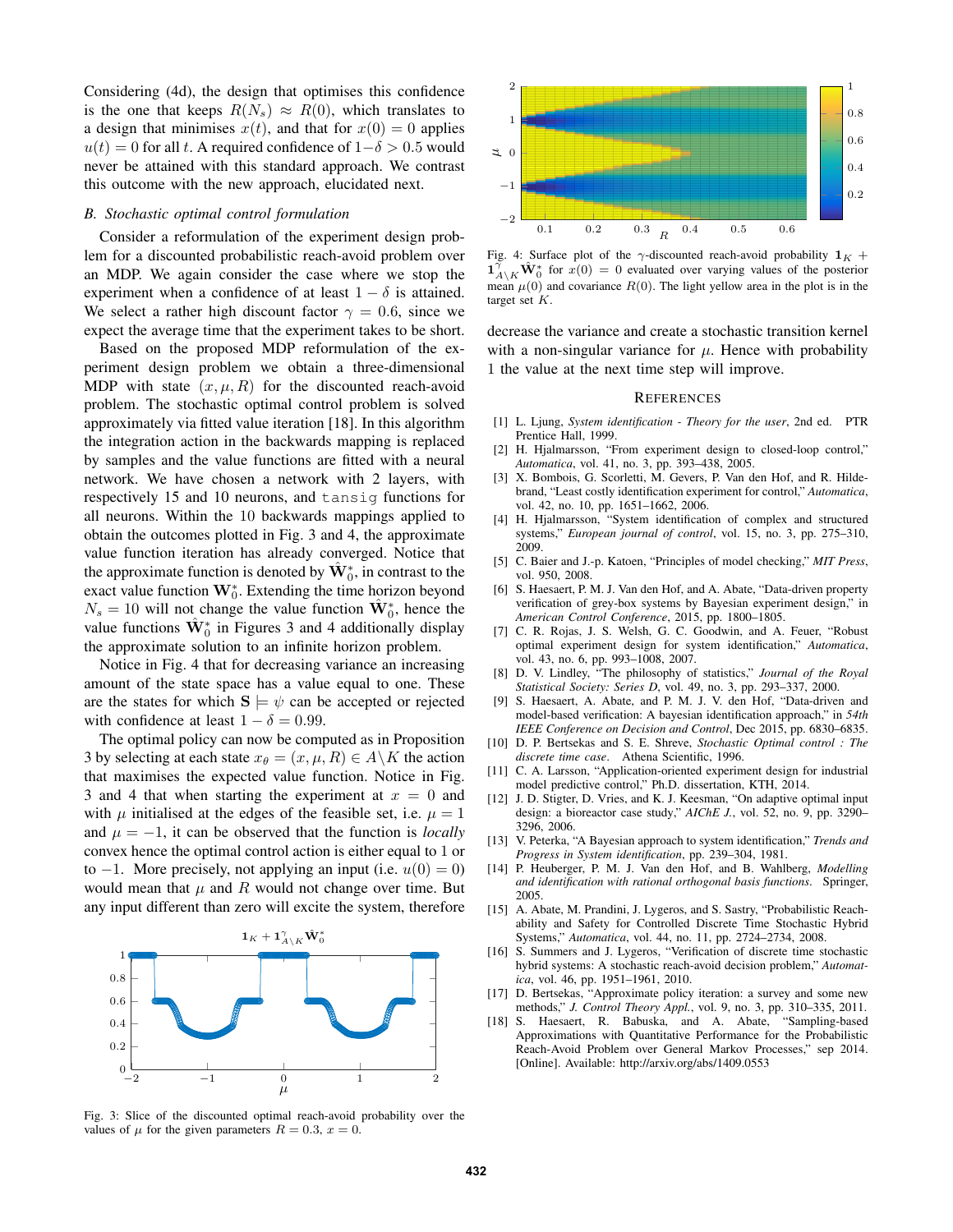Considering (4d), the design that optimises this confidence is the one that keeps $R(N_s) \approx R(0)$, which translates to a design that minimises $x(t)$, and that for $x(0) = 0$ applies $u(t) = 0$ for all $t$. A required confidence of $1-\delta > 0.5$ would never be attained with this standard approach. We contrast this outcome with the new approach, elucidated next.

### *B. Stochastic optimal control formulation*

Consider a reformulation of the experiment design problem for a discounted probabilistic reach-avoid problem over an MDP. We again consider the case where we stop the experiment when a confidence of at least $1-\delta$ is attained. We select a rather high discount factor $\gamma = 0.6$, since we expect the average time that the experiment takes to be short.

Based on the proposed MDP reformulation of the experiment design problem we obtain a three-dimensional MDP with state $(x, \mu, R)$ for the discounted reach-avoid problem. The stochastic optimal control problem is solved approximately via fitted value iteration [18]. In this algorithm the integration action in the backwards mapping is replaced by samples and the value functions are fitted with a neural network. We have chosen a network with 2 layers, with respectively 15 and 10 neurons, and `tansig` functions for all neurons. Within the 10 backwards mappings applied to obtain the outcomes plotted in Fig. 3 and 4, the approximate value function iteration has already converged. Notice that the approximate function is denoted by $\hat{\mathbf{W}}_0^*$, in contrast to the exact value function $\mathbf{W}_0^*$. Extending the time horizon beyond $N_s = 10$ will not change the value function $\hat{\mathbf{W}}_0^*$, hence the value functions $\hat{\mathbf{W}}_0^*$ in Figures 3 and 4 additionally display the approximate solution to an infinite horizon problem.

Notice in Fig. 4 that for decreasing variance an increasing amount of the state space has a value equal to one. These are the states for which $\mathbf{S} \models \psi$ can be accepted or rejected with confidence at least $1-\delta = 0.99$.

The optimal policy can now be computed as in Proposition 3 by selecting at each state $x_\theta = (x, \mu, R) \in A \backslash K$ the action that maximises the expected value function. Notice in Fig. 3 and 4 that when starting the experiment at $x = 0$ and with $\mu$ initialised at the edges of the feasible set, i.e. $\mu = 1$ and $\mu = -1$, it can be observed that the function is *locally* convex hence the optimal control action is either equal to 1 or to $-1$. More precisely, not applying an input (i.e. $u(0) = 0$) would mean that $\mu$ and $R$ would not change over time. But any input different than zero will excite the system, therefore decrease the variance and create a stochastic transition kernel with a non-singular variance for $\mu$. Hence with probability 1 the value at the next time step will improve.

$\mathbf{1}_K + \mathbf{1}^{\gamma}_{A\backslash K}\hat{\mathbf{W}}_0^*$

1
0.8
0.6
0.4
0.2
0
−2 −1 0 1 2
$\mu$

Fig. 3: Slice of the discounted optimal reach-avoid probability over the values of $\mu$ for the given parameters $R = 0.3$, $x = 0$.

2
1
$\mu$ 0
−1
−2
0.1 0.2 0.3 $R$ 0.4 0.5 0.6
1
0.8
0.6
0.4
0.2

Fig. 4: Surface plot of the $\gamma$-discounted reach-avoid probability $\mathbf{1}_K + \mathbf{1}^{\gamma}_{A\backslash K}\hat{\mathbf{W}}_0^*$ for $x(0) = 0$ evaluated over varying values of the posterior mean $\mu(0)$ and covariance $R(0)$. The light yellow area in the plot is in the target set $K$.

## References

[1] L. Ljung, *System identification - Theory for the user*, 2nd ed. PTR Prentice Hall, 1999.

[2] H. Hjalmarsson, "From experiment design to closed-loop control," *Automatica*, vol. 41, no. 3, pp. 393–438, 2005.

[3] X. Bombois, G. Scorletti, M. Gevers, P. Van den Hof, and R. Hildebrand, "Least costly identification experiment for control," *Automatica*, vol. 42, no. 10, pp. 1651–1662, 2006.

[4] H. Hjalmarsson, "System identification of complex and structured systems," *European journal of control*, vol. 15, no. 3, pp. 275–310, 2009.

[5] C. Baier and J.-p. Katoen, "Principles of model checking," *MIT Press*, vol. 950, 2008.

[6] S. Haesaert, P. M. J. Van den Hof, and A. Abate, "Data-driven property verification of grey-box systems by Bayesian experiment design," in *American Control Conference*, 2015, pp. 1800–1805.

[7] C. R. Rojas, J. S. Welsh, G. C. Goodwin, and A. Feuer, "Robust optimal experiment design for system identification," *Automatica*, vol. 43, no. 6, pp. 993–1008, 2007.

[8] D. V. Lindley, "The philosophy of statistics," *Journal of the Royal Statistical Society: Series D*, vol. 49, no. 3, pp. 293–337, 2000.

[9] S. Haesaert, A. Abate, and P. M. J. den Hof, "Data-driven and model-based verification: A bayesian identification approach," in *54th IEEE Conference on Decision and Control*, Dec 2015, pp. 6830–6835.

[10] D. P. Bertsekas and S. E. Shreve, *Stochastic Optimal control : The discrete time case*. Athena Scientific, 1996.

[11] C. A. Larsson, "Application-oriented experiment design for industrial model predictive control," Ph.D. dissertation, KTH, 2014.

[12] J. D. Stigter, D. Vries, and K. J. Keesman, "On adaptive optimal input design: a bioreactor case study," *AIChE J.*, vol. 52, no. 9, pp. 3290–3296, 2006.

[13] V. Peterka, "A Bayesian approach to system identification," *Trends and Progress in System identification*, pp. 239–304, 1981.

[14] P. Heuberger, P. M. J. Van den Hof, and B. Wahlberg, *Modelling and identification with rational orthogonal basis functions*. Springer, 2005.

[15] A. Abate, M. Prandini, J. Lygeros, and S. Sastry, "Probabilistic Reachability and Safety for Controlled Discrete Time Stochastic Hybrid Systems," *Automatica*, vol. 44, no. 11, pp. 2724–2734, 2008.

[16] S. Summers and J. Lygeros, "Verification of discrete time stochastic hybrid systems: A stochastic reach-avoid decision problem," *Automatica*, vol. 46, pp. 1951–1961, 2010.

[17] D. Bertsekas, "Approximate policy iteration: a survey and some new methods," *J. Control Theory Appl.*, vol. 9, no. 3, pp. 310–335, 2011.

[18] S. Haesaert, R. Babuska, and A. Abate, "Sampling-based Approximations with Quantitative Performance for the Probabilistic Reach-Avoid Problem over General Markov Processes," sep 2014. [Online]. Available: http://arxiv.org/abs/1409.0553